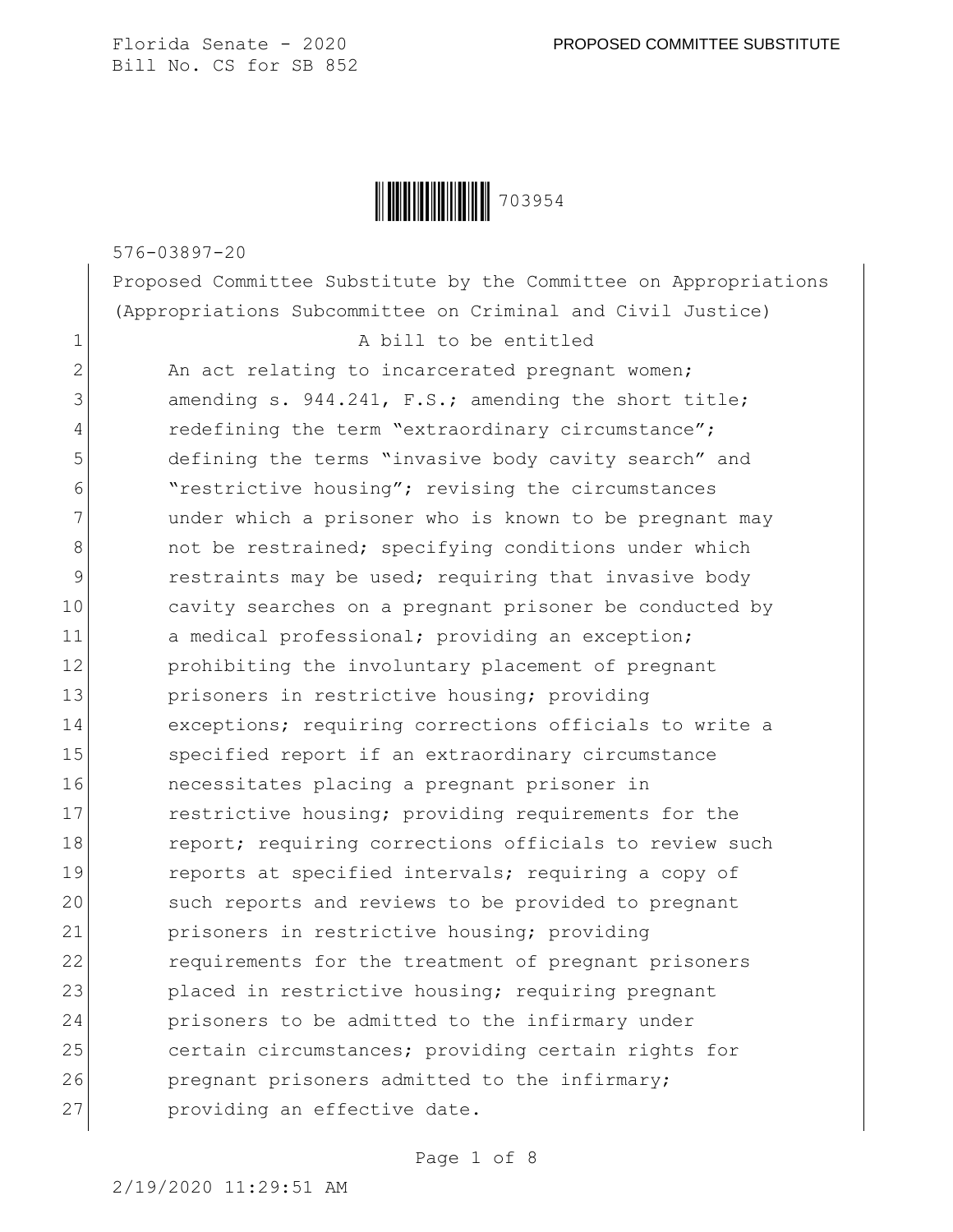Florida Senate - 2020

Bill No. CS for SB 852

PROPOSED COMMITTEE SUBSTITUTE

703954

576-03897-20

Proposed Committee Substitute by the Committee on Appropriations (Appropriations Subcommittee on Criminal and Civil Justice)

1 A bill to be entitled

2 An act relating to incarcerated pregnant women;
3 amending s. 944.241, F.S.; amending the short title;
4 redefining the term "extraordinary circumstance";
5 defining the terms "invasive body cavity search" and
6 "restrictive housing"; revising the circumstances
7 under which a prisoner who is known to be pregnant may
8 not be restrained; specifying conditions under which
9 restraints may be used; requiring that invasive body
10 cavity searches on a pregnant prisoner be conducted by
11 a medical professional; providing an exception;
12 prohibiting the involuntary placement of pregnant
13 prisoners in restrictive housing; providing
14 exceptions; requiring corrections officials to write a
15 specified report if an extraordinary circumstance
16 necessitates placing a pregnant prisoner in
17 restrictive housing; providing requirements for the
18 report; requiring corrections officials to review such
19 reports at specified intervals; requiring a copy of
20 such reports and reviews to be provided to pregnant
21 prisoners in restrictive housing; providing
22 requirements for the treatment of pregnant prisoners
23 placed in restrictive housing; requiring pregnant
24 prisoners to be admitted to the infirmary under
25 certain circumstances; providing certain rights for
26 pregnant prisoners admitted to the infirmary;
27 providing an effective date.

2/19/2020 11:29:51 AM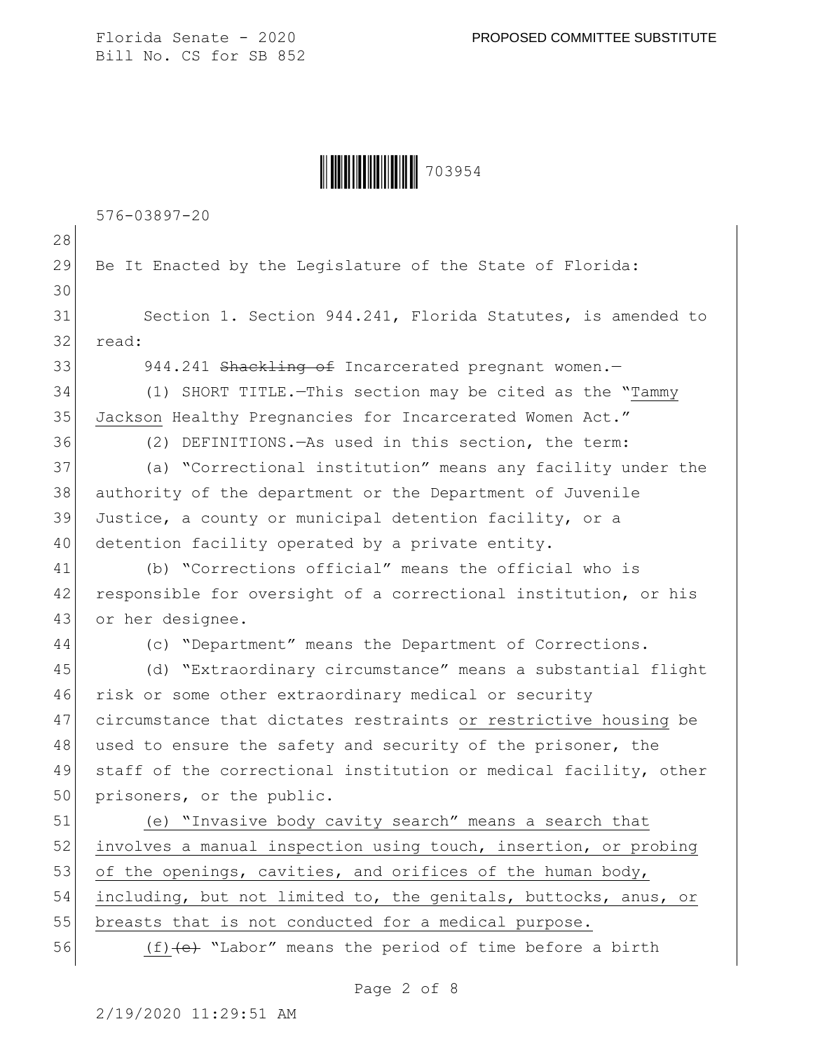Be It Enacted by the Legislature of the State of Florida:

Section 1. Section 944.241, Florida Statutes, is amended to read:

944.241 ~~Shackling of~~ Incarcerated pregnant women.—

(1) SHORT TITLE.—This section may be cited as the "Tammy Jackson Healthy Pregnancies for Incarcerated Women Act."

(2) DEFINITIONS.—As used in this section, the term:

(a) "Correctional institution" means any facility under the authority of the department or the Department of Juvenile Justice, a county or municipal detention facility, or a detention facility operated by a private entity.

(b) "Corrections official" means the official who is responsible for oversight of a correctional institution, or his or her designee.

(c) "Department" means the Department of Corrections.

(d) "Extraordinary circumstance" means a substantial flight risk or some other extraordinary medical or security circumstance that dictates restraints or restrictive housing be used to ensure the safety and security of the prisoner, the staff of the correctional institution or medical facility, other prisoners, or the public.

(e) "Invasive body cavity search" means a search that involves a manual inspection using touch, insertion, or probing of the openings, cavities, and orifices of the human body, including, but not limited to, the genitals, buttocks, anus, or breasts that is not conducted for a medical purpose.

(f) ~~(e)~~ "Labor" means the period of time before a birth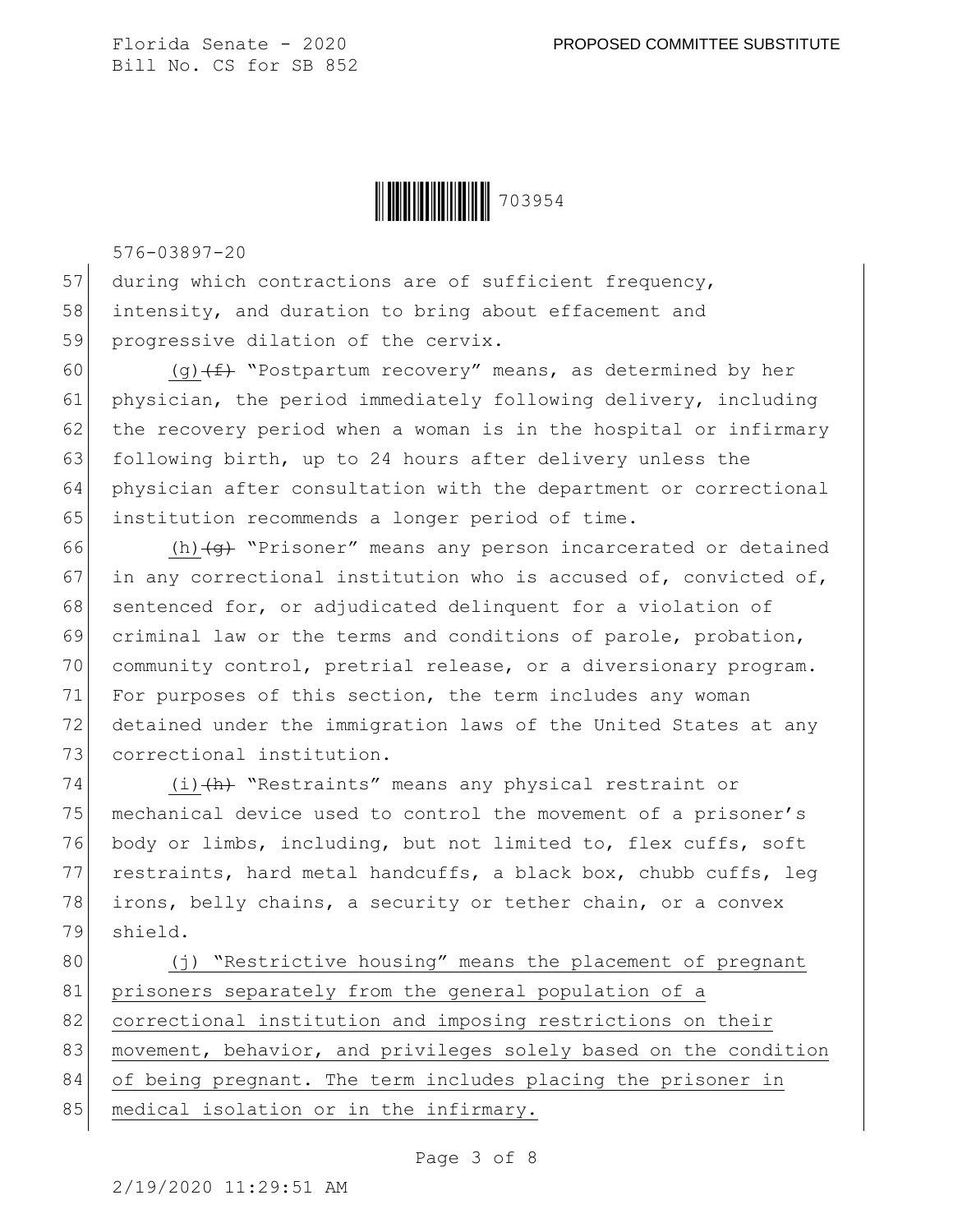during which contractions are of sufficient frequency, intensity, and duration to bring about effacement and progressive dilation of the cervix.

(g) ~~(f)~~ "Postpartum recovery" means, as determined by her physician, the period immediately following delivery, including the recovery period when a woman is in the hospital or infirmary following birth, up to 24 hours after delivery unless the physician after consultation with the department or correctional institution recommends a longer period of time.

(h) ~~(g)~~ "Prisoner" means any person incarcerated or detained in any correctional institution who is accused of, convicted of, sentenced for, or adjudicated delinquent for a violation of criminal law or the terms and conditions of parole, probation, community control, pretrial release, or a diversionary program. For purposes of this section, the term includes any woman detained under the immigration laws of the United States at any correctional institution.

(i) ~~(h)~~ "Restraints" means any physical restraint or mechanical device used to control the movement of a prisoner's body or limbs, including, but not limited to, flex cuffs, soft restraints, hard metal handcuffs, a black box, chubb cuffs, leg irons, belly chains, a security or tether chain, or a convex shield.

(j) "Restrictive housing" means the placement of pregnant prisoners separately from the general population of a correctional institution and imposing restrictions on their movement, behavior, and privileges solely based on the condition of being pregnant. The term includes placing the prisoner in medical isolation or in the infirmary.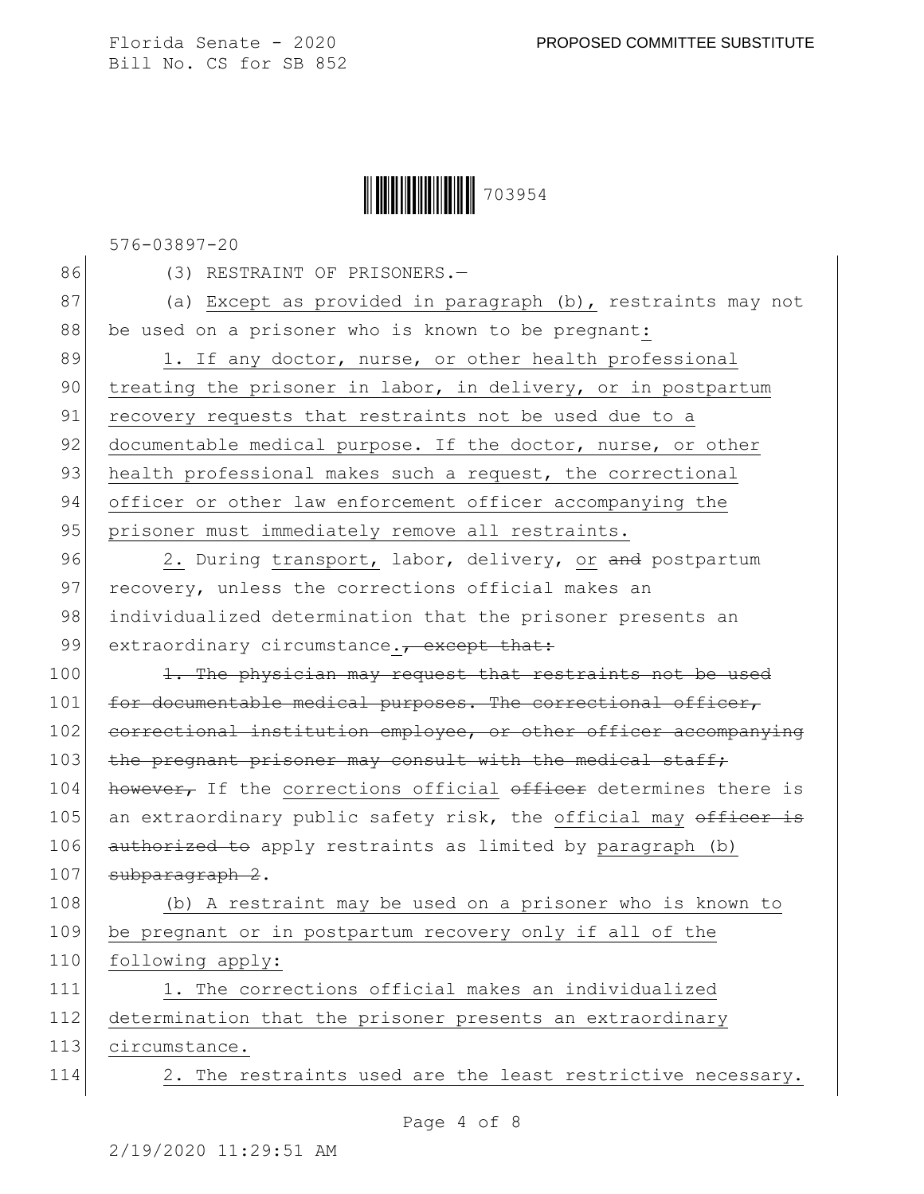576-03897-20

(3) RESTRAINT OF PRISONERS.—

(a) Except as provided in paragraph (b), restraints may not be used on a prisoner who is known to be pregnant:

1. If any doctor, nurse, or other health professional treating the prisoner in labor, in delivery, or in postpartum recovery requests that restraints not be used due to a documentable medical purpose. If the doctor, nurse, or other health professional makes such a request, the correctional officer or other law enforcement officer accompanying the prisoner must immediately remove all restraints.

2. During transport, labor, delivery, or ~~and~~ postpartum recovery, unless the corrections official makes an individualized determination that the prisoner presents an extraordinary circumstance.~~, except that:~~

~~1. The physician may request that restraints not be used for documentable medical purposes. The correctional officer, correctional institution employee, or other officer accompanying the pregnant prisoner may consult with the medical staff; however,~~ If the corrections official ~~officer~~ determines there is an extraordinary public safety risk, the official may ~~officer is authorized to~~ apply restraints as limited by paragraph (b) ~~subparagraph 2~~.

(b) A restraint may be used on a prisoner who is known to be pregnant or in postpartum recovery only if all of the following apply:

1. The corrections official makes an individualized determination that the prisoner presents an extraordinary circumstance.

2. The restraints used are the least restrictive necessary.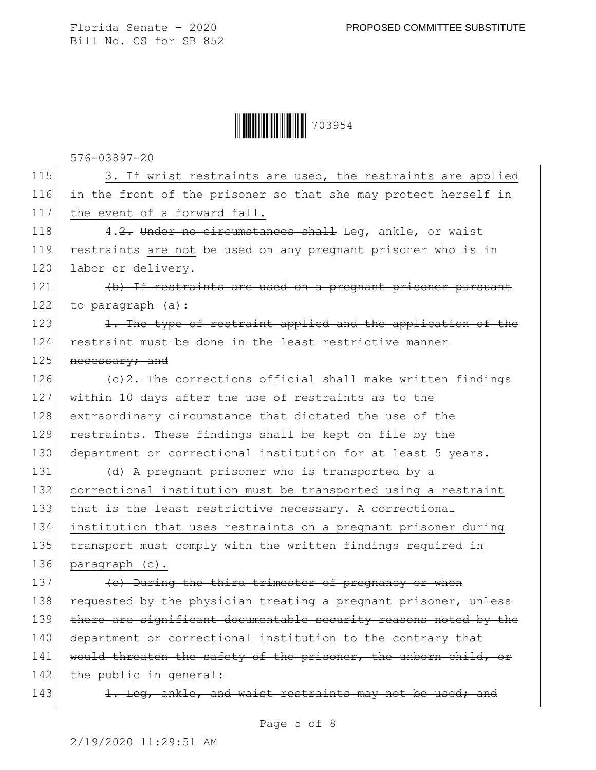115 3. If wrist restraints are used, the restraints are applied
116 in the front of the prisoner so that she may protect herself in
117 the event of a forward fall.

118 4.~~2. Under no circumstances shall~~ Leg, ankle, or waist
119 restraints are not ~~be~~ used ~~on any pregnant prisoner who is in~~
120 ~~labor or delivery~~.

121 ~~(b) If restraints are used on a pregnant prisoner pursuant~~
122 ~~to paragraph (a):~~

123 ~~1. The type of restraint applied and the application of the~~
124 ~~restraint must be done in the least restrictive manner~~
125 ~~necessary; and~~

126 (c)~~2.~~ The corrections official shall make written findings
127 within 10 days after the use of restraints as to the
128 extraordinary circumstance that dictated the use of the
129 restraints. These findings shall be kept on file by the
130 department or correctional institution for at least 5 years.

131 (d) A pregnant prisoner who is transported by a
132 correctional institution must be transported using a restraint
133 that is the least restrictive necessary. A correctional
134 institution that uses restraints on a pregnant prisoner during
135 transport must comply with the written findings required in
136 paragraph (c).

137 ~~(c) During the third trimester of pregnancy or when~~
138 ~~requested by the physician treating a pregnant prisoner, unless~~
139 ~~there are significant documentable security reasons noted by the~~
140 ~~department or correctional institution to the contrary that~~
141 ~~would threaten the safety of the prisoner, the unborn child, or~~
142 ~~the public in general:~~

143 ~~1. Leg, ankle, and waist restraints may not be used; and~~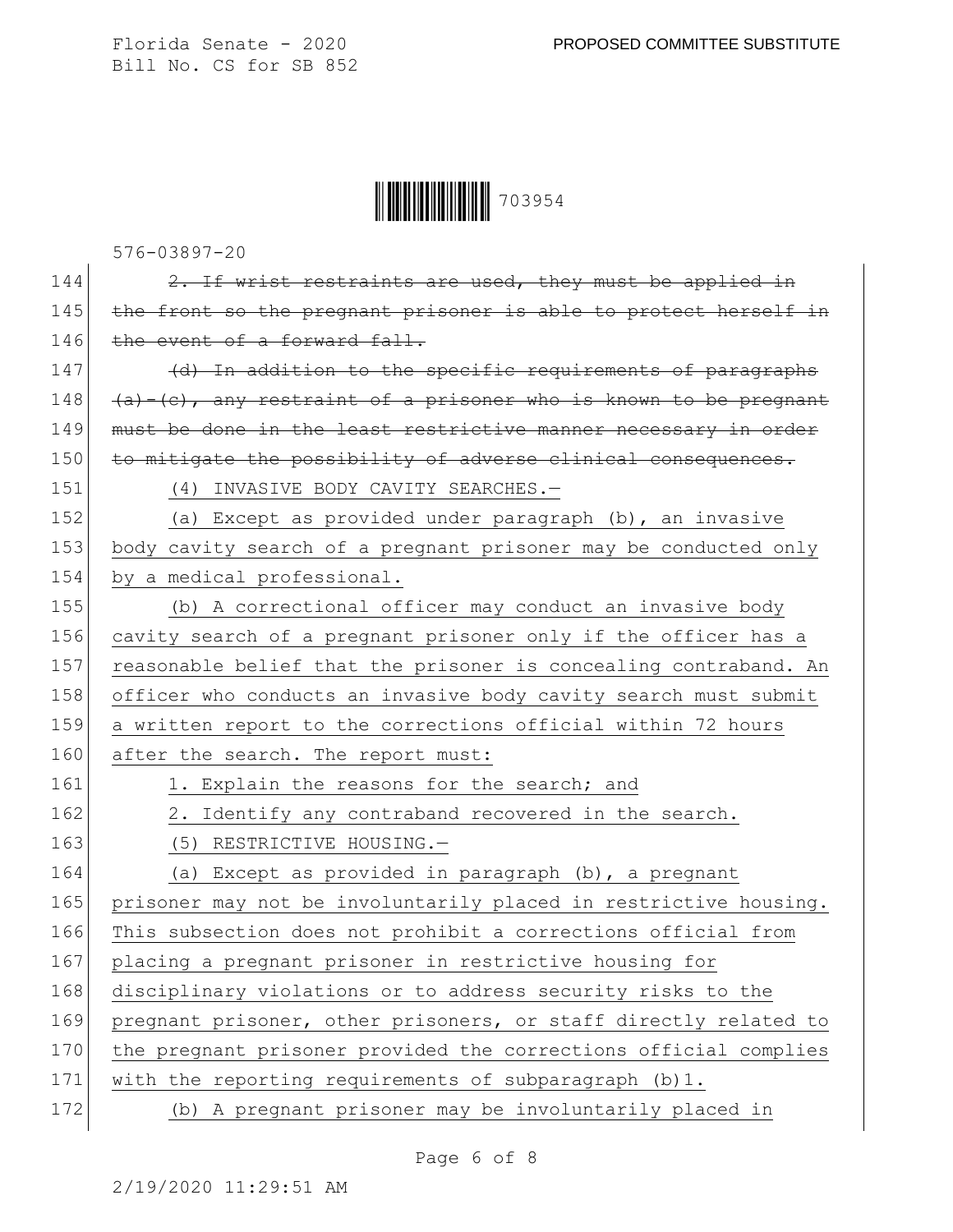~~2. If wrist restraints are used, they must be applied in the front so the pregnant prisoner is able to protect herself in the event of a forward fall.~~

~~(d) In addition to the specific requirements of paragraphs (a)-(c), any restraint of a prisoner who is known to be pregnant must be done in the least restrictive manner necessary in order to mitigate the possibility of adverse clinical consequences.~~

<u>(4) INVASIVE BODY CAVITY SEARCHES.—</u>

<u>(a) Except as provided under paragraph (b), an invasive body cavity search of a pregnant prisoner may be conducted only by a medical professional.</u>

<u>(b) A correctional officer may conduct an invasive body cavity search of a pregnant prisoner only if the officer has a reasonable belief that the prisoner is concealing contraband. An officer who conducts an invasive body cavity search must submit a written report to the corrections official within 72 hours after the search. The report must:</u>

<u>1. Explain the reasons for the search; and</u>

<u>2. Identify any contraband recovered in the search.</u>

<u>(5) RESTRICTIVE HOUSING.—</u>

<u>(a) Except as provided in paragraph (b), a pregnant prisoner may not be involuntarily placed in restrictive housing. This subsection does not prohibit a corrections official from placing a pregnant prisoner in restrictive housing for disciplinary violations or to address security risks to the pregnant prisoner, other prisoners, or staff directly related to the pregnant prisoner provided the corrections official complies with the reporting requirements of subparagraph (b)1.</u>

<u>(b) A pregnant prisoner may be involuntarily placed in</u>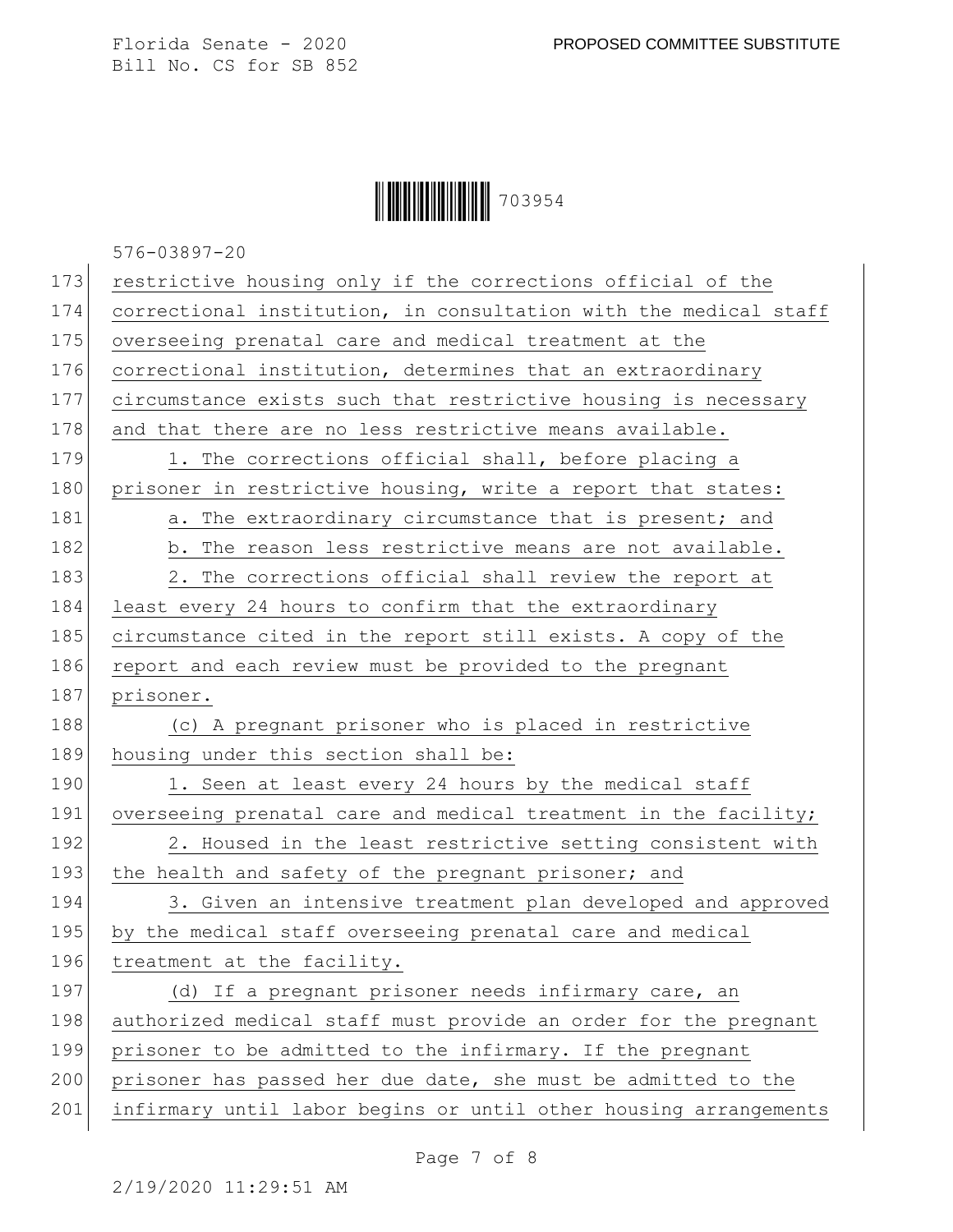restrictive housing only if the corrections official of the correctional institution, in consultation with the medical staff overseeing prenatal care and medical treatment at the correctional institution, determines that an extraordinary circumstance exists such that restrictive housing is necessary and that there are no less restrictive means available.

1. The corrections official shall, before placing a prisoner in restrictive housing, write a report that states:

a. The extraordinary circumstance that is present; and

b. The reason less restrictive means are not available.

2. The corrections official shall review the report at least every 24 hours to confirm that the extraordinary circumstance cited in the report still exists. A copy of the report and each review must be provided to the pregnant prisoner.

(c) A pregnant prisoner who is placed in restrictive housing under this section shall be:

1. Seen at least every 24 hours by the medical staff overseeing prenatal care and medical treatment in the facility;

2. Housed in the least restrictive setting consistent with the health and safety of the pregnant prisoner; and

3. Given an intensive treatment plan developed and approved by the medical staff overseeing prenatal care and medical treatment at the facility.

(d) If a pregnant prisoner needs infirmary care, an authorized medical staff must provide an order for the pregnant prisoner to be admitted to the infirmary. If the pregnant prisoner has passed her due date, she must be admitted to the infirmary until labor begins or until other housing arrangements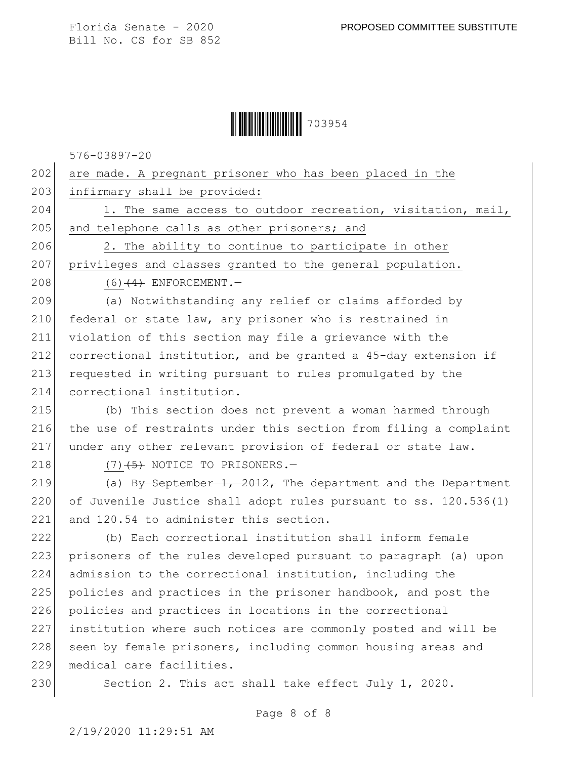are made. A pregnant prisoner who has been placed in the infirmary shall be provided:

1. The same access to outdoor recreation, visitation, mail, and telephone calls as other prisoners; and

2. The ability to continue to participate in other privileges and classes granted to the general population.

(6) ~~(4)~~ ENFORCEMENT.—

(a) Notwithstanding any relief or claims afforded by federal or state law, any prisoner who is restrained in violation of this section may file a grievance with the correctional institution, and be granted a 45-day extension if requested in writing pursuant to rules promulgated by the correctional institution.

(b) This section does not prevent a woman harmed through the use of restraints under this section from filing a complaint under any other relevant provision of federal or state law.

(7) ~~(5)~~ NOTICE TO PRISONERS.—

(a) ~~By September 1, 2012,~~ The department and the Department of Juvenile Justice shall adopt rules pursuant to ss. 120.536(1) and 120.54 to administer this section.

(b) Each correctional institution shall inform female prisoners of the rules developed pursuant to paragraph (a) upon admission to the correctional institution, including the policies and practices in the prisoner handbook, and post the policies and practices in locations in the correctional institution where such notices are commonly posted and will be seen by female prisoners, including common housing areas and medical care facilities.

Section 2. This act shall take effect July 1, 2020.